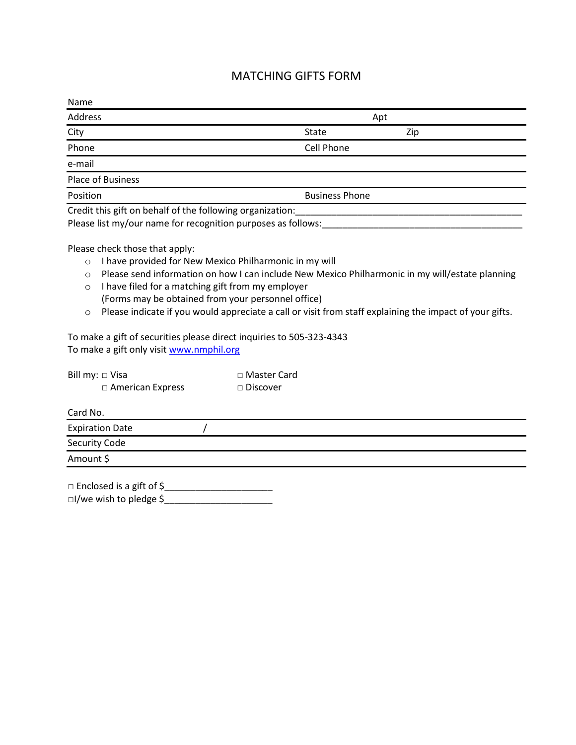# MATCHING GIFTS FORM

Name

Address Apt

City State Zip

Phone Cell Phone

e-mail

Place of Business

Position Business Phone

Credit this gift on behalf of the following organization:_____________________________________________

Please list my/our name for recognition purposes as follows:_______________________________________

Please check those that apply:

- ○ I have provided for New Mexico Philharmonic in my will
- ○ Please send information on how I can include New Mexico Philharmonic in my will/estate planning
- ○ I have filed for a matching gift from my employer
  (Forms may be obtained from your personnel office)
- ○ Please indicate if you would appreciate a call or visit from staff explaining the impact of your gifts.

To make a gift of securities please direct inquiries to 505-323-4343

To make a gift only visit [www.nmphil.org](http://www.nmphil.org)

Bill my: □ Visa □ Master Card
□ American Express □ Discover

Card No.

Expiration Date /

Security Code

Amount $

□ Enclosed is a gift of $_____________________

□I/we wish to pledge $_____________________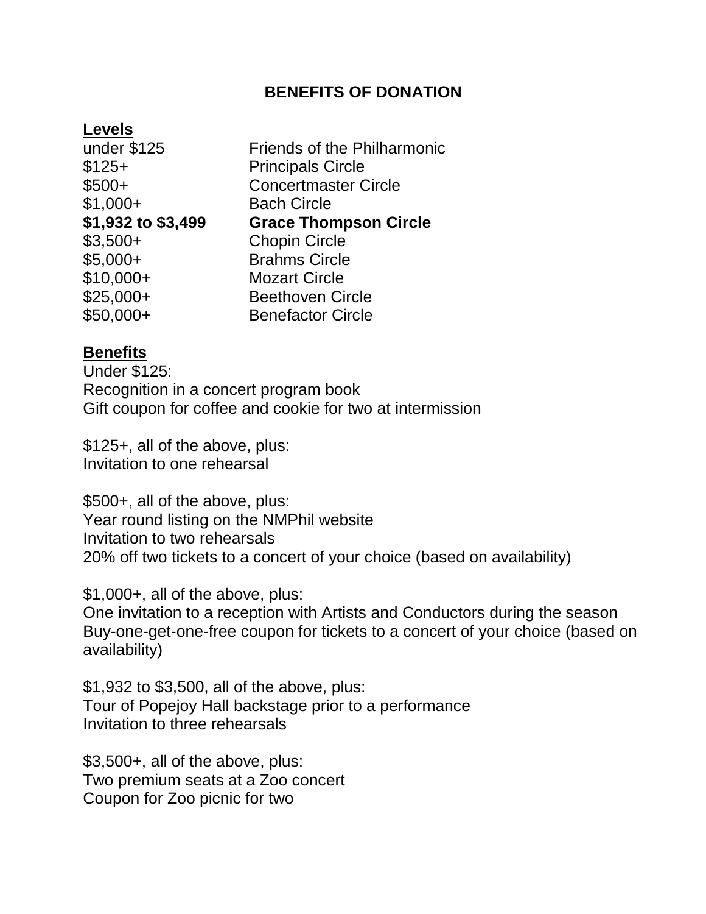## BENEFITS OF DONATION

**Levels**

| | |
|---|---|
| under $125 | Friends of the Philharmonic |
| $125+ | Principals Circle |
| $500+ | Concertmaster Circle |
| $1,000+ | Bach Circle |
| **$1,932 to $3,499** | **Grace Thompson Circle** |
| $3,500+ | Chopin Circle |
| $5,000+ | Brahms Circle |
| $10,000+ | Mozart Circle |
| $25,000+ | Beethoven Circle |
| $50,000+ | Benefactor Circle |

**Benefits**

Under $125:
Recognition in a concert program book
Gift coupon for coffee and cookie for two at intermission

$125+, all of the above, plus:
Invitation to one rehearsal

$500+, all of the above, plus:
Year round listing on the NMPhil website
Invitation to two rehearsals
20% off two tickets to a concert of your choice (based on availability)

$1,000+, all of the above, plus:
One invitation to a reception with Artists and Conductors during the season
Buy-one-get-one-free coupon for tickets to a concert of your choice (based on availability)

$1,932 to $3,500, all of the above, plus:
Tour of Popejoy Hall backstage prior to a performance
Invitation to three rehearsals

$3,500+, all of the above, plus:
Two premium seats at a Zoo concert
Coupon for Zoo picnic for two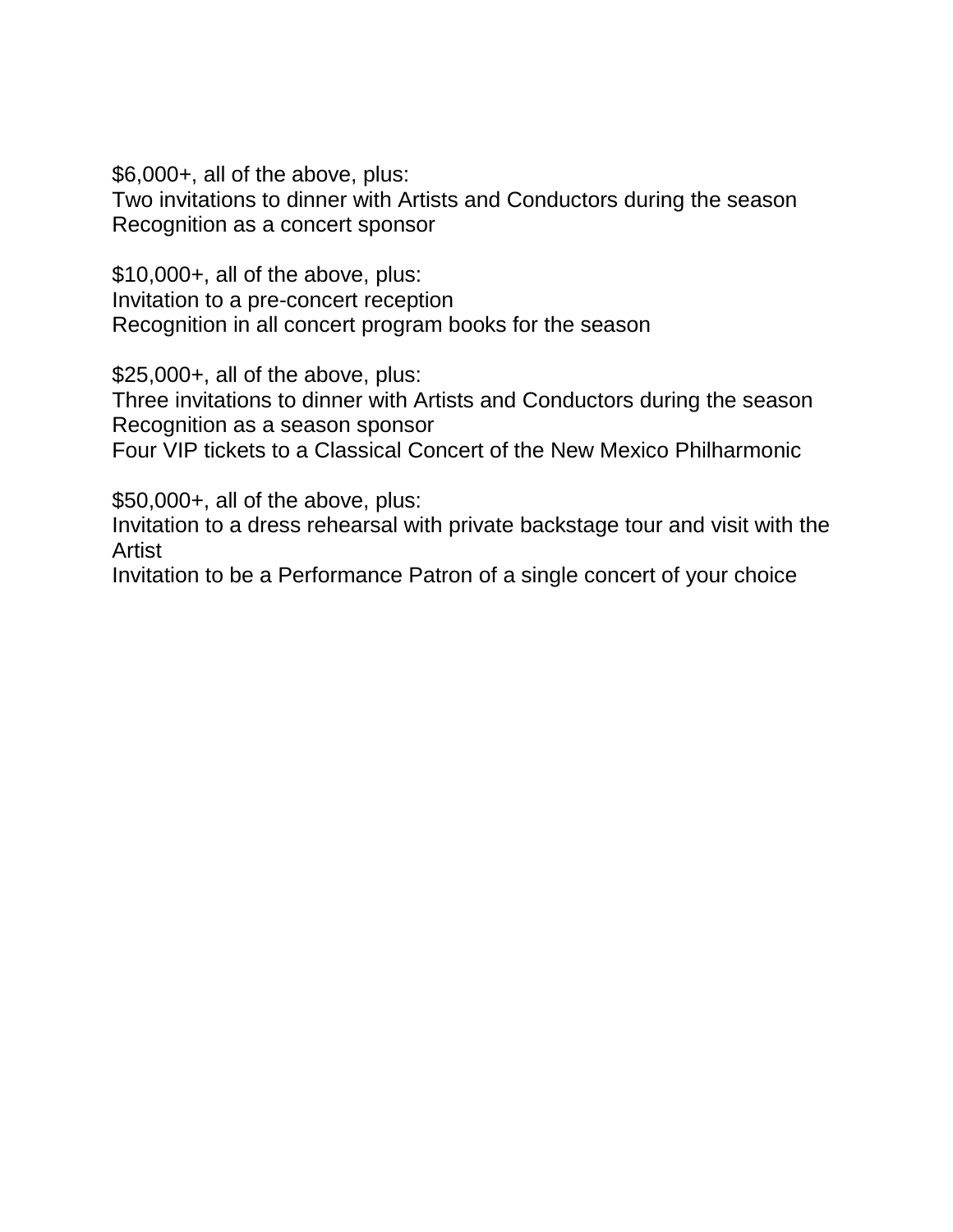$6,000+, all of the above, plus:
Two invitations to dinner with Artists and Conductors during the season
Recognition as a concert sponsor

$10,000+, all of the above, plus:
Invitation to a pre-concert reception
Recognition in all concert program books for the season

$25,000+, all of the above, plus:
Three invitations to dinner with Artists and Conductors during the season
Recognition as a season sponsor
Four VIP tickets to a Classical Concert of the New Mexico Philharmonic

$50,000+, all of the above, plus:
Invitation to a dress rehearsal with private backstage tour and visit with the Artist
Invitation to be a Performance Patron of a single concert of your choice